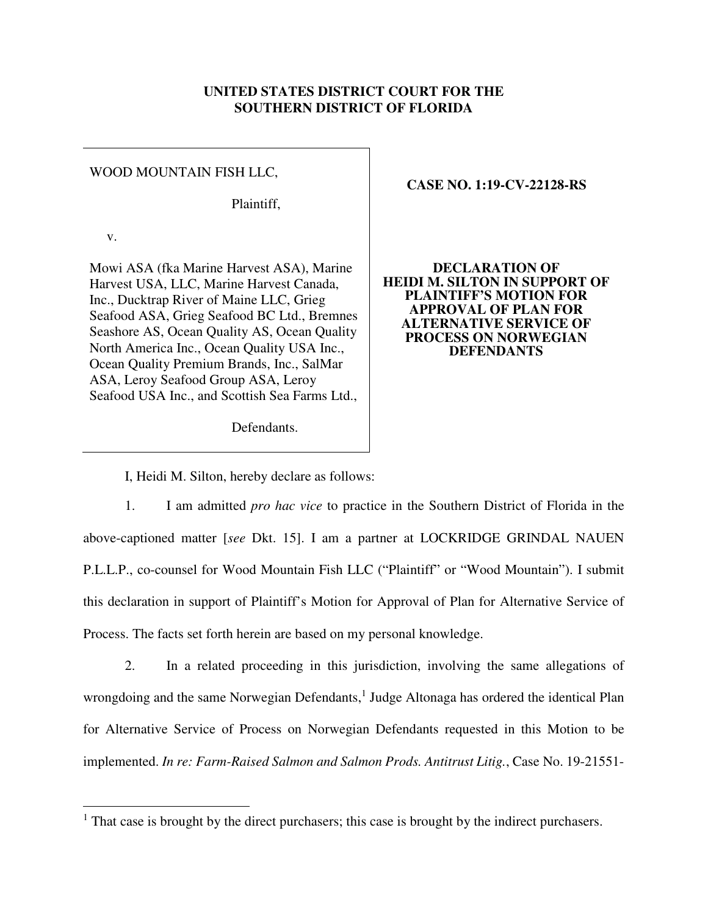**UNITED STATES DISTRICT COURT FOR THE SOUTHERN DISTRICT OF FLORIDA**

| | |
|---|---|
| WOOD MOUNTAIN FISH LLC,<br><br>Plaintiff,<br><br>v.<br><br>Mowi ASA (fka Marine Harvest ASA), Marine Harvest USA, LLC, Marine Harvest Canada, Inc., Ducktrap River of Maine LLC, Grieg Seafood ASA, Grieg Seafood BC Ltd., Bremnes Seashore AS, Ocean Quality AS, Ocean Quality North America Inc., Ocean Quality USA Inc., Ocean Quality Premium Brands, Inc., SalMar ASA, Leroy Seafood Group ASA, Leroy Seafood USA Inc., and Scottish Sea Farms Ltd.,<br><br>Defendants. | **CASE NO. 1:19-CV-22128-RS**<br><br>**DECLARATION OF HEIDI M. SILTON IN SUPPORT OF PLAINTIFF'S MOTION FOR APPROVAL OF PLAN FOR ALTERNATIVE SERVICE OF PROCESS ON NORWEGIAN DEFENDANTS** |

I, Heidi M. Silton, hereby declare as follows:

1. I am admitted *pro hac vice* to practice in the Southern District of Florida in the above-captioned matter [*see* Dkt. 15]. I am a partner at LOCKRIDGE GRINDAL NAUEN P.L.L.P., co-counsel for Wood Mountain Fish LLC ("Plaintiff" or "Wood Mountain"). I submit this declaration in support of Plaintiff's Motion for Approval of Plan for Alternative Service of Process. The facts set forth herein are based on my personal knowledge.

2. In a related proceeding in this jurisdiction, involving the same allegations of wrongdoing and the same Norwegian Defendants,[1] Judge Altonaga has ordered the identical Plan for Alternative Service of Process on Norwegian Defendants requested in this Motion to be implemented. *In re: Farm-Raised Salmon and Salmon Prods. Antitrust Litig.*, Case No. 19-21551-

[1] That case is brought by the direct purchasers; this case is brought by the indirect purchasers.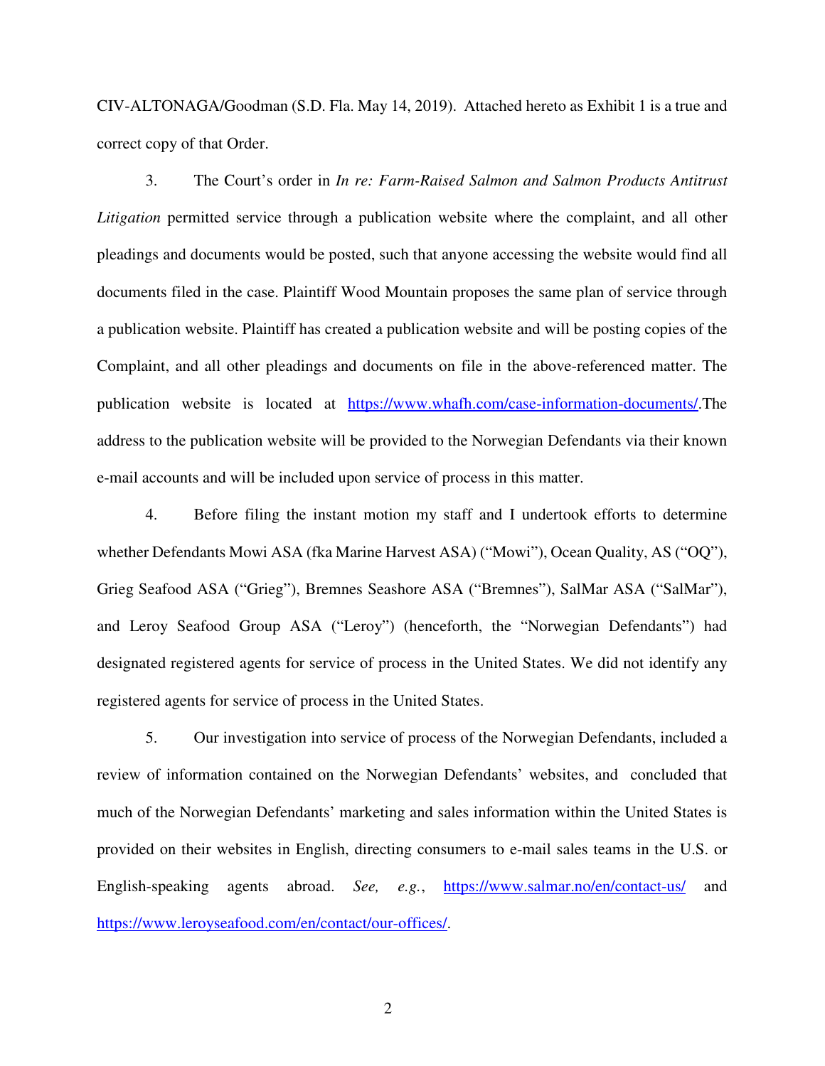CIV-ALTONAGA/Goodman (S.D. Fla. May 14, 2019). Attached hereto as Exhibit 1 is a true and correct copy of that Order.

3. The Court's order in *In re: Farm-Raised Salmon and Salmon Products Antitrust Litigation* permitted service through a publication website where the complaint, and all other pleadings and documents would be posted, such that anyone accessing the website would find all documents filed in the case. Plaintiff Wood Mountain proposes the same plan of service through a publication website. Plaintiff has created a publication website and will be posting copies of the Complaint, and all other pleadings and documents on file in the above-referenced matter. The publication website is located at https://www.whafh.com/case-information-documents/.The address to the publication website will be provided to the Norwegian Defendants via their known e-mail accounts and will be included upon service of process in this matter.

4. Before filing the instant motion my staff and I undertook efforts to determine whether Defendants Mowi ASA (fka Marine Harvest ASA) ("Mowi"), Ocean Quality, AS ("OQ"), Grieg Seafood ASA ("Grieg"), Bremnes Seashore ASA ("Bremnes"), SalMar ASA ("SalMar"), and Leroy Seafood Group ASA ("Leroy") (henceforth, the "Norwegian Defendants") had designated registered agents for service of process in the United States. We did not identify any registered agents for service of process in the United States.

5. Our investigation into service of process of the Norwegian Defendants, included a review of information contained on the Norwegian Defendants' websites, and concluded that much of the Norwegian Defendants' marketing and sales information within the United States is provided on their websites in English, directing consumers to e-mail sales teams in the U.S. or English-speaking agents abroad. *See, e.g.*, https://www.salmar.no/en/contact-us/ and https://www.leroyseafood.com/en/contact/our-offices/.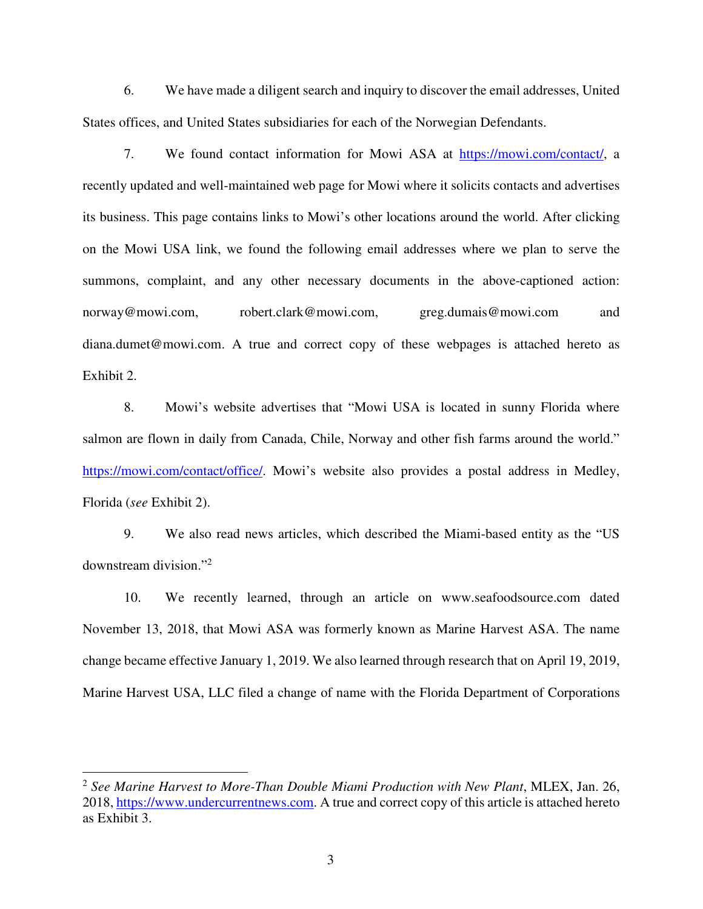6. We have made a diligent search and inquiry to discover the email addresses, United States offices, and United States subsidiaries for each of the Norwegian Defendants.

7. We found contact information for Mowi ASA at https://mowi.com/contact/, a recently updated and well-maintained web page for Mowi where it solicits contacts and advertises its business. This page contains links to Mowi's other locations around the world. After clicking on the Mowi USA link, we found the following email addresses where we plan to serve the summons, complaint, and any other necessary documents in the above-captioned action: norway@mowi.com, robert.clark@mowi.com, greg.dumais@mowi.com and diana.dumet@mowi.com. A true and correct copy of these webpages is attached hereto as Exhibit 2.

8. Mowi's website advertises that "Mowi USA is located in sunny Florida where salmon are flown in daily from Canada, Chile, Norway and other fish farms around the world." https://mowi.com/contact/office/. Mowi's website also provides a postal address in Medley, Florida (*see* Exhibit 2).

9. We also read news articles, which described the Miami-based entity as the "US downstream division."[2]

10. We recently learned, through an article on www.seafoodsource.com dated November 13, 2018, that Mowi ASA was formerly known as Marine Harvest ASA. The name change became effective January 1, 2019. We also learned through research that on April 19, 2019, Marine Harvest USA, LLC filed a change of name with the Florida Department of Corporations

---

[2] *See Marine Harvest to More-Than Double Miami Production with New Plant*, MLEX, Jan. 26, 2018, https://www.undercurrentnews.com. A true and correct copy of this article is attached hereto as Exhibit 3.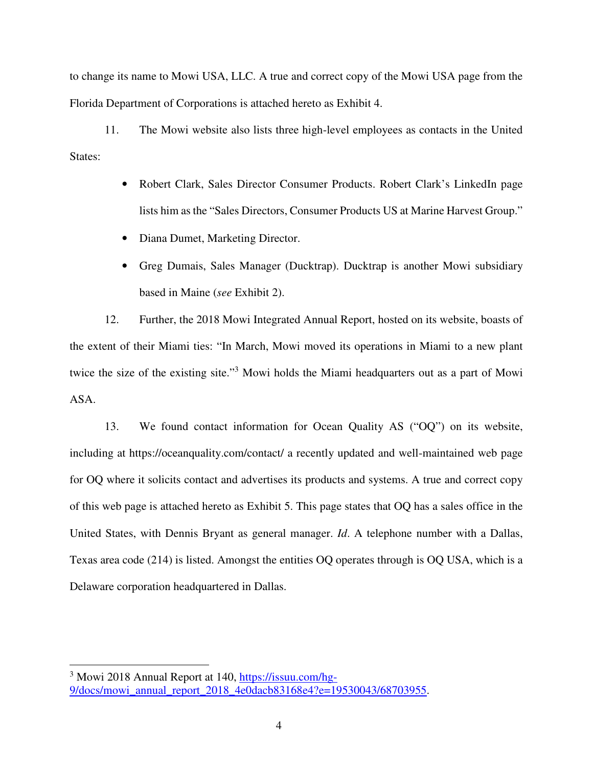to change its name to Mowi USA, LLC. A true and correct copy of the Mowi USA page from the Florida Department of Corporations is attached hereto as Exhibit 4.

11. The Mowi website also lists three high-level employees as contacts in the United States:

- Robert Clark, Sales Director Consumer Products. Robert Clark's LinkedIn page lists him as the "Sales Directors, Consumer Products US at Marine Harvest Group."
- Diana Dumet, Marketing Director.
- Greg Dumais, Sales Manager (Ducktrap). Ducktrap is another Mowi subsidiary based in Maine (*see* Exhibit 2).

12. Further, the 2018 Mowi Integrated Annual Report, hosted on its website, boasts of the extent of their Miami ties: "In March, Mowi moved its operations in Miami to a new plant twice the size of the existing site."[3] Mowi holds the Miami headquarters out as a part of Mowi ASA.

13. We found contact information for Ocean Quality AS ("OQ") on its website, including at https://oceanquality.com/contact/ a recently updated and well-maintained web page for OQ where it solicits contact and advertises its products and systems. A true and correct copy of this web page is attached hereto as Exhibit 5. This page states that OQ has a sales office in the United States, with Dennis Bryant as general manager. *Id*. A telephone number with a Dallas, Texas area code (214) is listed. Amongst the entities OQ operates through is OQ USA, which is a Delaware corporation headquartered in Dallas.

---

[3] Mowi 2018 Annual Report at 140, https://issuu.com/hg-9/docs/mowi_annual_report_2018_4e0dacb83168e4?e=19530043/68703955.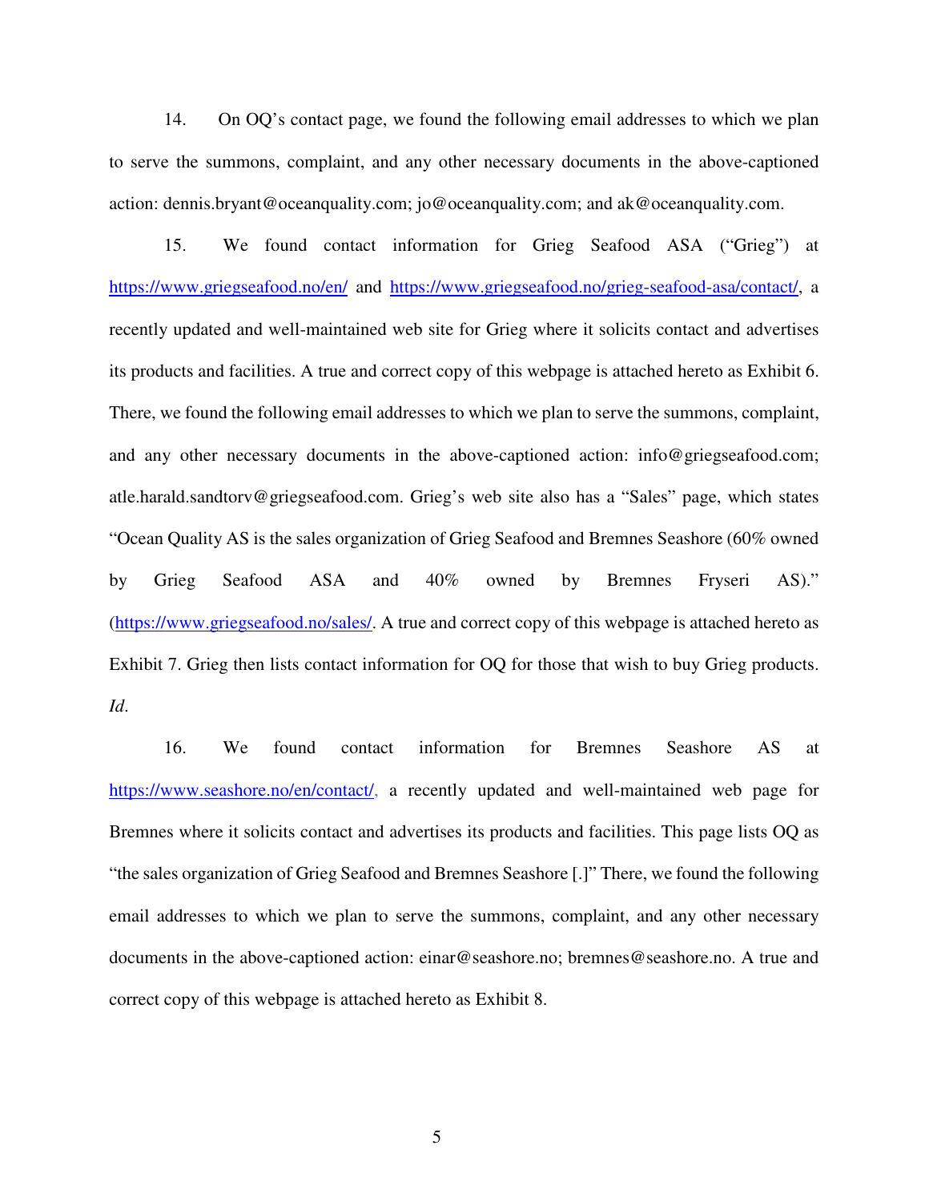14. On OQ's contact page, we found the following email addresses to which we plan to serve the summons, complaint, and any other necessary documents in the above-captioned action: dennis.bryant@oceanquality.com; jo@oceanquality.com; and ak@oceanquality.com.

15. We found contact information for Grieg Seafood ASA ("Grieg") at https://www.griegseafood.no/en/ and https://www.griegseafood.no/grieg-seafood-asa/contact/, a recently updated and well-maintained web site for Grieg where it solicits contact and advertises its products and facilities. A true and correct copy of this webpage is attached hereto as Exhibit 6. There, we found the following email addresses to which we plan to serve the summons, complaint, and any other necessary documents in the above-captioned action: info@griegseafood.com; atle.harald.sandtorv@griegseafood.com. Grieg's web site also has a "Sales" page, which states "Ocean Quality AS is the sales organization of Grieg Seafood and Bremnes Seashore (60% owned by Grieg Seafood ASA and 40% owned by Bremnes Fryseri AS)." (https://www.griegseafood.no/sales/. A true and correct copy of this webpage is attached hereto as Exhibit 7. Grieg then lists contact information for OQ for those that wish to buy Grieg products. *Id*.

16. We found contact information for Bremnes Seashore AS at https://www.seashore.no/en/contact/, a recently updated and well-maintained web page for Bremnes where it solicits contact and advertises its products and facilities. This page lists OQ as "the sales organization of Grieg Seafood and Bremnes Seashore [.]" There, we found the following email addresses to which we plan to serve the summons, complaint, and any other necessary documents in the above-captioned action: einar@seashore.no; bremnes@seashore.no. A true and correct copy of this webpage is attached hereto as Exhibit 8.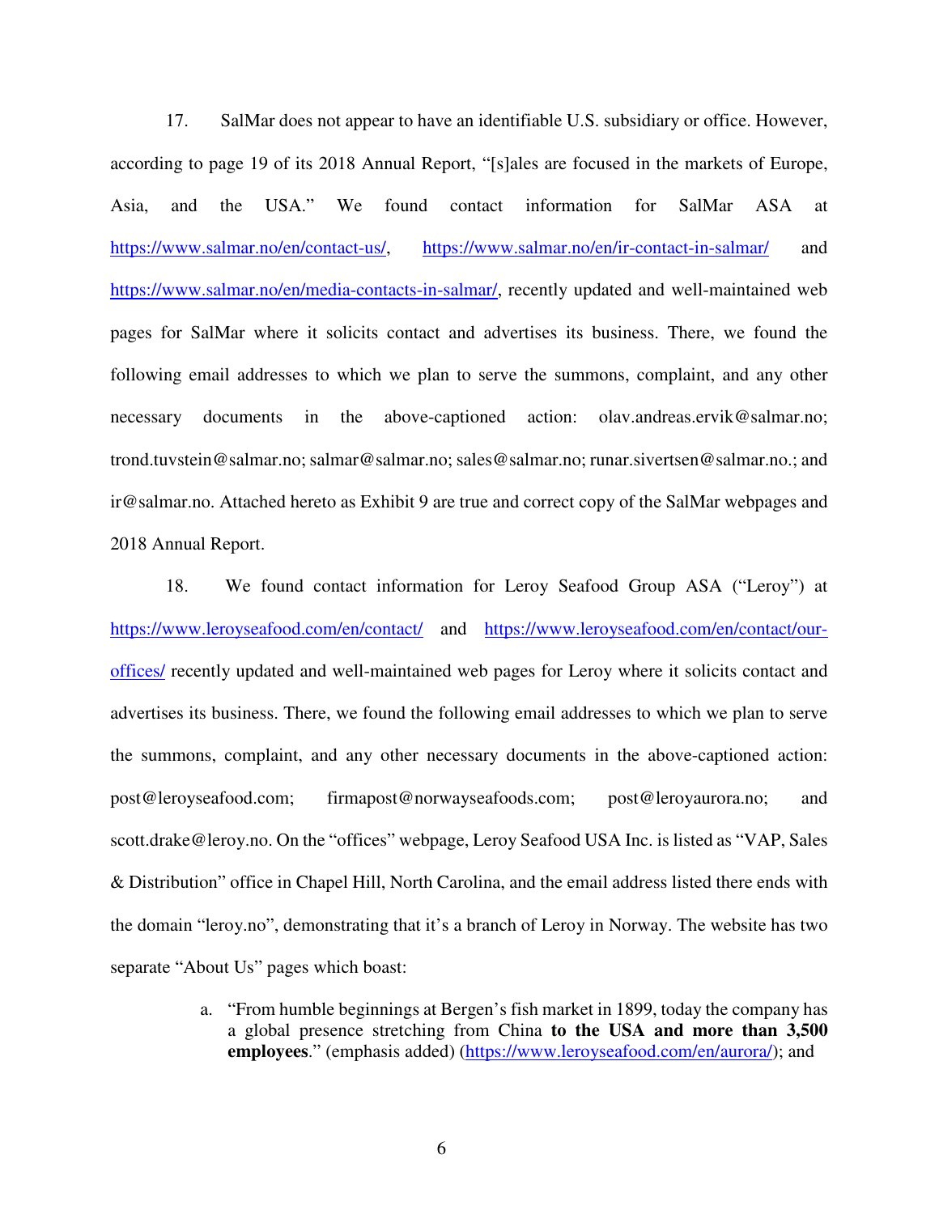17. SalMar does not appear to have an identifiable U.S. subsidiary or office. However, according to page 19 of its 2018 Annual Report, "[s]ales are focused in the markets of Europe, Asia, and the USA." We found contact information for SalMar ASA at https://www.salmar.no/en/contact-us/, https://www.salmar.no/en/ir-contact-in-salmar/ and https://www.salmar.no/en/media-contacts-in-salmar/, recently updated and well-maintained web pages for SalMar where it solicits contact and advertises its business. There, we found the following email addresses to which we plan to serve the summons, complaint, and any other necessary documents in the above-captioned action: olav.andreas.ervik@salmar.no; trond.tuvstein@salmar.no; salmar@salmar.no; sales@salmar.no; runar.sivertsen@salmar.no.; and ir@salmar.no. Attached hereto as Exhibit 9 are true and correct copy of the SalMar webpages and 2018 Annual Report.

18. We found contact information for Leroy Seafood Group ASA ("Leroy") at https://www.leroyseafood.com/en/contact/ and https://www.leroyseafood.com/en/contact/our-offices/ recently updated and well-maintained web pages for Leroy where it solicits contact and advertises its business. There, we found the following email addresses to which we plan to serve the summons, complaint, and any other necessary documents in the above-captioned action: post@leroyseafood.com; firmapost@norwayseafoods.com; post@leroyaurora.no; and scott.drake@leroy.no. On the "offices" webpage, Leroy Seafood USA Inc. is listed as "VAP, Sales & Distribution" office in Chapel Hill, North Carolina, and the email address listed there ends with the domain "leroy.no", demonstrating that it's a branch of Leroy in Norway. The website has two separate "About Us" pages which boast:

a. "From humble beginnings at Bergen's fish market in 1899, today the company has a global presence stretching from China **to the USA and more than 3,500 employees**." (emphasis added) (https://www.leroyseafood.com/en/aurora/); and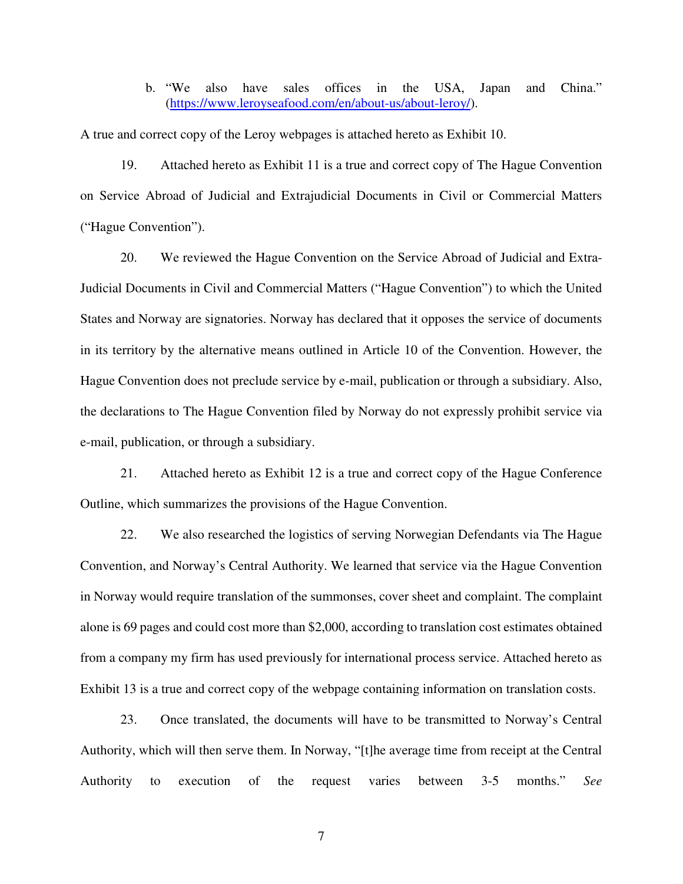b. "We also have sales offices in the USA, Japan and China." (https://www.leroyseafood.com/en/about-us/about-leroy/).

A true and correct copy of the Leroy webpages is attached hereto as Exhibit 10.

19. Attached hereto as Exhibit 11 is a true and correct copy of The Hague Convention on Service Abroad of Judicial and Extrajudicial Documents in Civil or Commercial Matters ("Hague Convention").

20. We reviewed the Hague Convention on the Service Abroad of Judicial and Extra-Judicial Documents in Civil and Commercial Matters ("Hague Convention") to which the United States and Norway are signatories. Norway has declared that it opposes the service of documents in its territory by the alternative means outlined in Article 10 of the Convention. However, the Hague Convention does not preclude service by e-mail, publication or through a subsidiary. Also, the declarations to The Hague Convention filed by Norway do not expressly prohibit service via e-mail, publication, or through a subsidiary.

21. Attached hereto as Exhibit 12 is a true and correct copy of the Hague Conference Outline, which summarizes the provisions of the Hague Convention.

22. We also researched the logistics of serving Norwegian Defendants via The Hague Convention, and Norway's Central Authority. We learned that service via the Hague Convention in Norway would require translation of the summonses, cover sheet and complaint. The complaint alone is 69 pages and could cost more than $2,000, according to translation cost estimates obtained from a company my firm has used previously for international process service. Attached hereto as Exhibit 13 is a true and correct copy of the webpage containing information on translation costs.

23. Once translated, the documents will have to be transmitted to Norway's Central Authority, which will then serve them. In Norway, "[t]he average time from receipt at the Central Authority to execution of the request varies between 3-5 months." *See*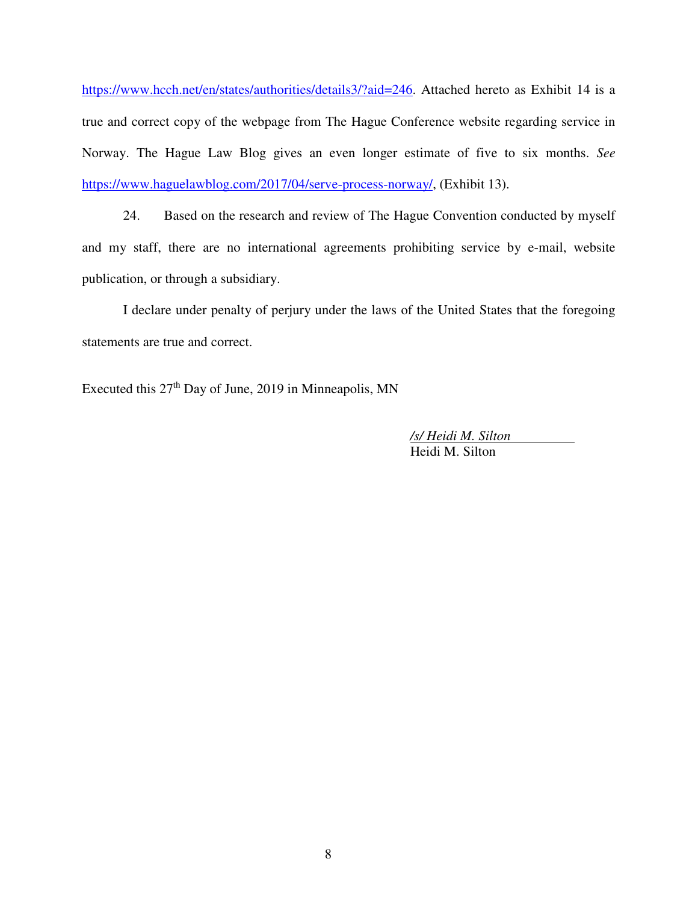https://www.hcch.net/en/states/authorities/details3/?aid=246. Attached hereto as Exhibit 14 is a true and correct copy of the webpage from The Hague Conference website regarding service in Norway. The Hague Law Blog gives an even longer estimate of five to six months. *See* https://www.haguelawblog.com/2017/04/serve-process-norway/, (Exhibit 13).

24. Based on the research and review of The Hague Convention conducted by myself and my staff, there are no international agreements prohibiting service by e-mail, website publication, or through a subsidiary.

I declare under penalty of perjury under the laws of the United States that the foregoing statements are true and correct.

Executed this 27th Day of June, 2019 in Minneapolis, MN

*/s/ Heidi M. Silton*
Heidi M. Silton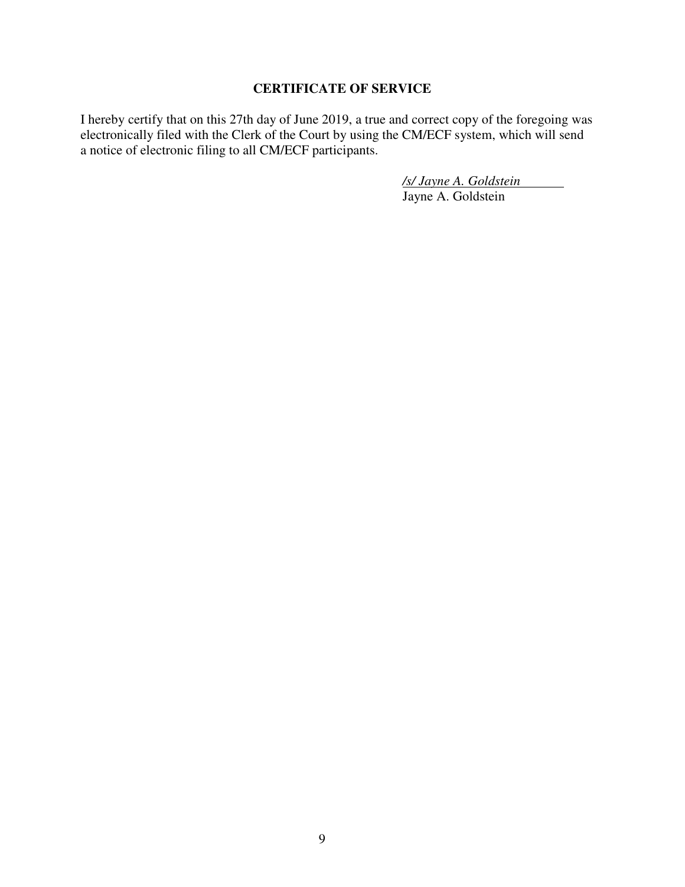**CERTIFICATE OF SERVICE**

I hereby certify that on this 27th day of June 2019, a true and correct copy of the foregoing was electronically filed with the Clerk of the Court by using the CM/ECF system, which will send a notice of electronic filing to all CM/ECF participants.

*/s/ Jayne A. Goldstein*
Jayne A. Goldstein